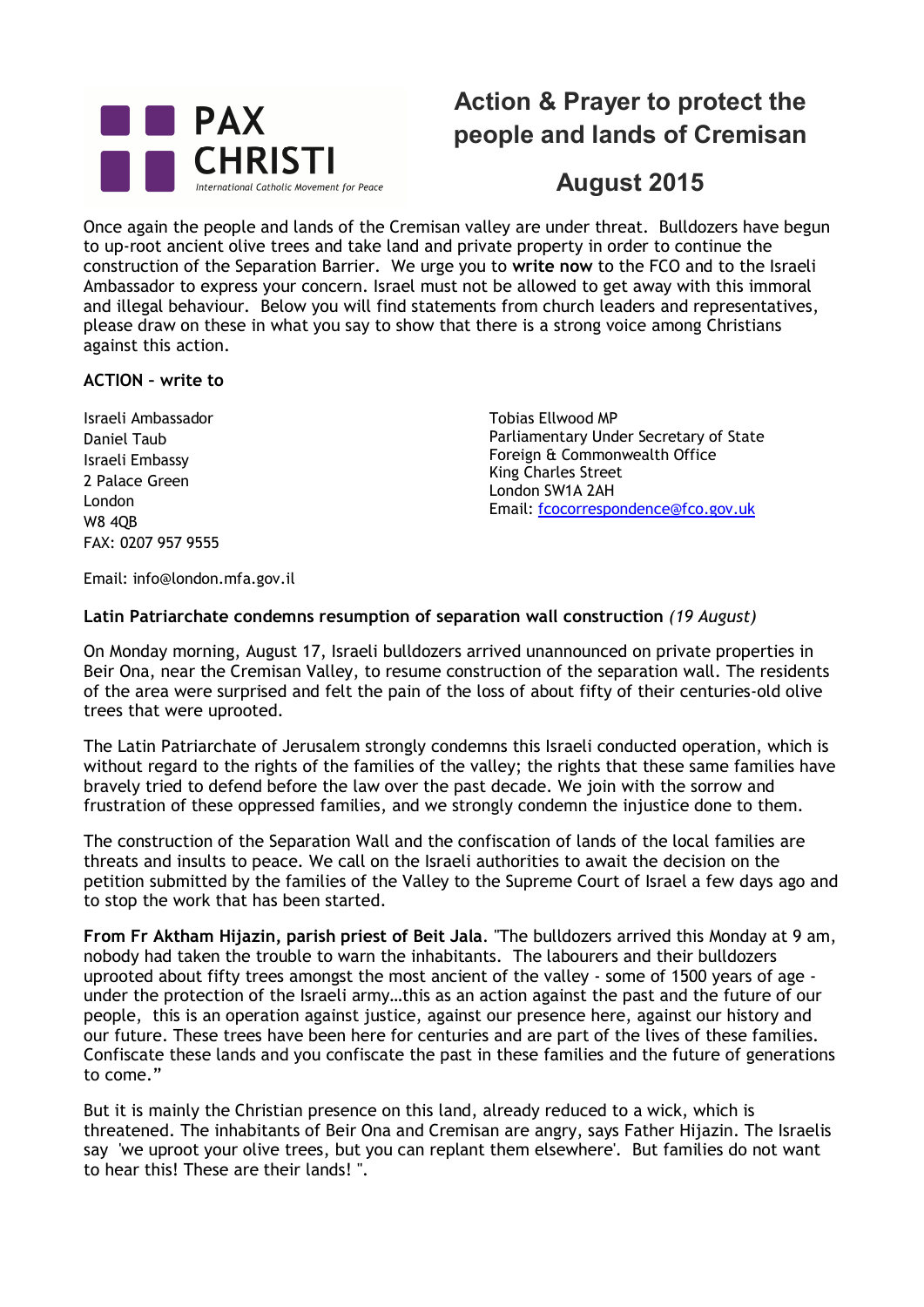PAX CHRISTI

*International Catholic Movement for Peace*

# Action & Prayer to protect the people and lands of Cremisan

## August 2015

Once again the people and lands of the Cremisan valley are under threat. Bulldozers have begun to up-root ancient olive trees and take land and private property in order to continue the construction of the Separation Barrier. We urge you to **write now** to the FCO and to the Israeli Ambassador to express your concern. Israel must not be allowed to get away with this immoral and illegal behaviour. Below you will find statements from church leaders and representatives, please draw on these in what you say to show that there is a strong voice among Christians against this action.

**ACTION – write to**

Israeli Ambassador
Daniel Taub
Israeli Embassy
2 Palace Green
London
W8 4QB
FAX: 0207 957 9555

Email: info@london.mfa.gov.il

Tobias Ellwood MP
Parliamentary Under Secretary of State
Foreign & Commonwealth Office
King Charles Street
London SW1A 2AH
Email: fcocorrespondence@fco.gov.uk

**Latin Patriarchate condemns resumption of separation wall construction** *(19 August)*

On Monday morning, August 17, Israeli bulldozers arrived unannounced on private properties in Beir Ona, near the Cremisan Valley, to resume construction of the separation wall. The residents of the area were surprised and felt the pain of the loss of about fifty of their centuries-old olive trees that were uprooted.

The Latin Patriarchate of Jerusalem strongly condemns this Israeli conducted operation, which is without regard to the rights of the families of the valley; the rights that these same families have bravely tried to defend before the law over the past decade. We join with the sorrow and frustration of these oppressed families, and we strongly condemn the injustice done to them.

The construction of the Separation Wall and the confiscation of lands of the local families are threats and insults to peace. We call on the Israeli authorities to await the decision on the petition submitted by the families of the Valley to the Supreme Court of Israel a few days ago and to stop the work that has been started.

**From Fr Aktham Hijazin, parish priest of Beit Jala**. "The bulldozers arrived this Monday at 9 am, nobody had taken the trouble to warn the inhabitants. The labourers and their bulldozers uprooted about fifty trees amongst the most ancient of the valley - some of 1500 years of age - under the protection of the Israeli army…this as an action against the past and the future of our people, this is an operation against justice, against our presence here, against our history and our future. These trees have been here for centuries and are part of the lives of these families. Confiscate these lands and you confiscate the past in these families and the future of generations to come."

But it is mainly the Christian presence on this land, already reduced to a wick, which is threatened. The inhabitants of Beir Ona and Cremisan are angry, says Father Hijazin. The Israelis say 'we uproot your olive trees, but you can replant them elsewhere'. But families do not want to hear this! These are their lands! ".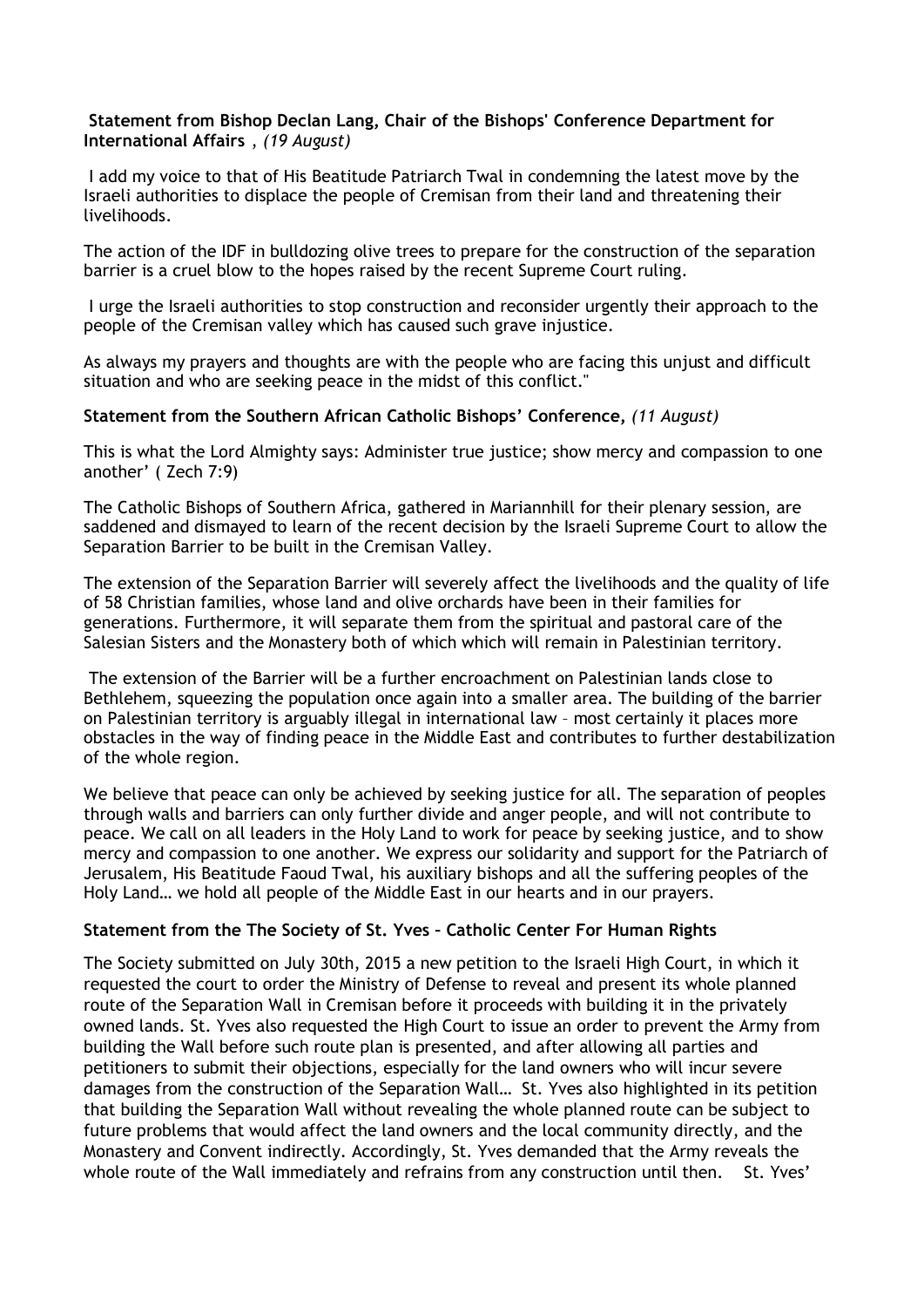**Statement from Bishop Declan Lang, Chair of the Bishops' Conference Department for International Affairs** , *(19 August)*

I add my voice to that of His Beatitude Patriarch Twal in condemning the latest move by the Israeli authorities to displace the people of Cremisan from their land and threatening their livelihoods.

The action of the IDF in bulldozing olive trees to prepare for the construction of the separation barrier is a cruel blow to the hopes raised by the recent Supreme Court ruling.

I urge the Israeli authorities to stop construction and reconsider urgently their approach to the people of the Cremisan valley which has caused such grave injustice.

As always my prayers and thoughts are with the people who are facing this unjust and difficult situation and who are seeking peace in the midst of this conflict."

**Statement from the Southern African Catholic Bishops' Conference,** *(11 August)*

This is what the Lord Almighty says: Administer true justice; show mercy and compassion to one another' ( Zech 7:9)

The Catholic Bishops of Southern Africa, gathered in Mariannhill for their plenary session, are saddened and dismayed to learn of the recent decision by the Israeli Supreme Court to allow the Separation Barrier to be built in the Cremisan Valley.

The extension of the Separation Barrier will severely affect the livelihoods and the quality of life of 58 Christian families, whose land and olive orchards have been in their families for generations. Furthermore, it will separate them from the spiritual and pastoral care of the Salesian Sisters and the Monastery both of which which will remain in Palestinian territory.

The extension of the Barrier will be a further encroachment on Palestinian lands close to Bethlehem, squeezing the population once again into a smaller area. The building of the barrier on Palestinian territory is arguably illegal in international law – most certainly it places more obstacles in the way of finding peace in the Middle East and contributes to further destabilization of the whole region.

We believe that peace can only be achieved by seeking justice for all. The separation of peoples through walls and barriers can only further divide and anger people, and will not contribute to peace. We call on all leaders in the Holy Land to work for peace by seeking justice, and to show mercy and compassion to one another. We express our solidarity and support for the Patriarch of Jerusalem, His Beatitude Faoud Twal, his auxiliary bishops and all the suffering peoples of the Holy Land… we hold all people of the Middle East in our hearts and in our prayers.

**Statement from the The Society of St. Yves – Catholic Center For Human Rights**

The Society submitted on July 30th, 2015 a new petition to the Israeli High Court, in which it requested the court to order the Ministry of Defense to reveal and present its whole planned route of the Separation Wall in Cremisan before it proceeds with building it in the privately owned lands. St. Yves also requested the High Court to issue an order to prevent the Army from building the Wall before such route plan is presented, and after allowing all parties and petitioners to submit their objections, especially for the land owners who will incur severe damages from the construction of the Separation Wall… St. Yves also highlighted in its petition that building the Separation Wall without revealing the whole planned route can be subject to future problems that would affect the land owners and the local community directly, and the Monastery and Convent indirectly. Accordingly, St. Yves demanded that the Army reveals the whole route of the Wall immediately and refrains from any construction until then. St. Yves'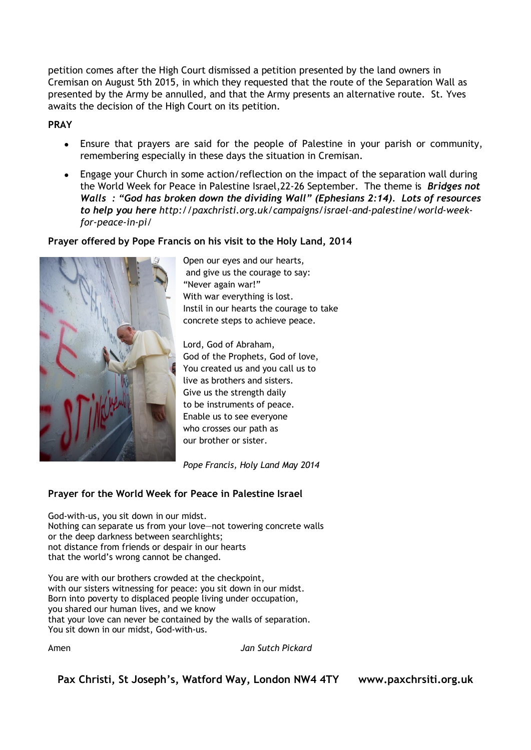petition comes after the High Court dismissed a petition presented by the land owners in Cremisan on August 5th 2015, in which they requested that the route of the Separation Wall as presented by the Army be annulled, and that the Army presents an alternative route. St. Yves awaits the decision of the High Court on its petition.

**PRAY**

- Ensure that prayers are said for the people of Palestine in your parish or community, remembering especially in these days the situation in Cremisan.
- Engage your Church in some action/reflection on the impact of the separation wall during the World Week for Peace in Palestine Israel,22-26 September. The theme is ***Bridges not Walls : "God has broken down the dividing Wall" (Ephesians 2:14). Lots of resources to help you here*** *http://paxchristi.org.uk/campaigns/israel-and-palestine/world-week-for-peace-in-pi/*

**Prayer offered by Pope Francis on his visit to the Holy Land, 2014**

Open our eyes and our hearts,
and give us the courage to say:
"Never again war!"
With war everything is lost.
Instil in our hearts the courage to take
concrete steps to achieve peace.

Lord, God of Abraham,
God of the Prophets, God of love,
You created us and you call us to
live as brothers and sisters.
Give us the strength daily
to be instruments of peace.
Enable us to see everyone
who crosses our path as
our brother or sister.

*Pope Francis, Holy Land May 2014*

**Prayer for the World Week for Peace in Palestine Israel**

God-with-us, you sit down in our midst.
Nothing can separate us from your love—not towering concrete walls
or the deep darkness between searchlights;
not distance from friends or despair in our hearts
that the world's wrong cannot be changed.

You are with our brothers crowded at the checkpoint,
with our sisters witnessing for peace: you sit down in our midst.
Born into poverty to displaced people living under occupation,
you shared our human lives, and we know
that your love can never be contained by the walls of separation.
You sit down in our midst, God-with-us.

Amen

*Jan Sutch Pickard*

**Pax Christi, St Joseph's, Watford Way, London NW4 4TY www.paxchrsiti.org.uk**